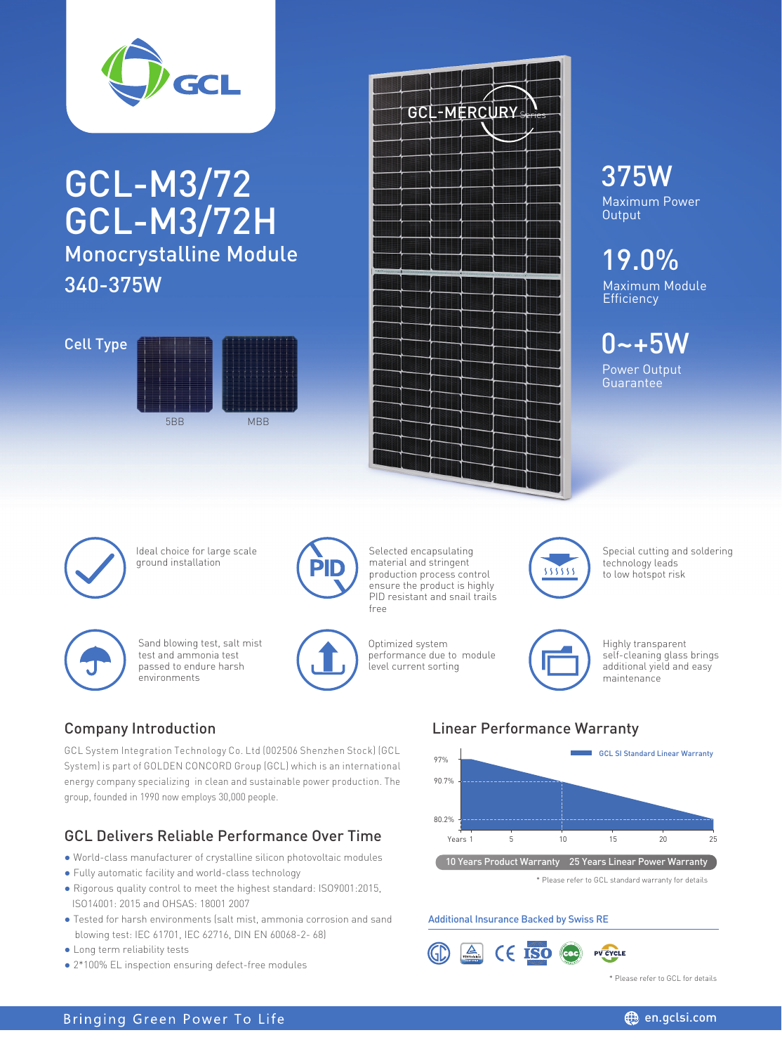GCL

# GCL-M3/72
# GCL-M3/72H

## Monocrystalline Module
## 340-375W

Cell Type

5BB MBB

GCL-MERCURY Series

**375W**
Maximum Power Output

**19.0%**
Maximum Module Efficiency

**0~+5W**
Power Output Guarantee

- Ideal choice for large scale ground installation
- Selected encapsulating material and stringent production process control ensure the product is highly PID resistant and snail trails free
- Special cutting and soldering technology leads to low hotspot risk
- Sand blowing test, salt mist test and ammonia test passed to endure harsh environments
- Optimized system performance due to module level current sorting
- Highly transparent self-cleaning glass brings additional yield and easy maintenance

## Company Introduction

GCL System Integration Technology Co. Ltd (002506 Shenzhen Stock) (GCL System) is part of GOLDEN CONCORD Group (GCL) which is an international energy company specializing in clean and sustainable power production. The group, founded in 1990 now employs 30,000 people.

## GCL Delivers Reliable Performance Over Time

- World-class manufacturer of crystalline silicon photovoltaic modules
- Fully automatic facility and world-class technology
- Rigorous quality control to meet the highest standard: ISO9001:2015, ISO14001: 2015 and OHSAS: 18001 2007
- Tested for harsh environments (salt mist, ammonia corrosion and sand blowing test: IEC 61701, IEC 62716, DIN EN 60068-2- 68)
- Long term reliability tests
- 2*100% EL inspection ensuring defect-free modules

## Linear Performance Warranty

GCL SI Standard Linear Warranty

97%
90.7%
80.2%
Years 1 5 10 15 20 25

10 Years Product Warranty 25 Years Linear Power Warranty

* Please refer to GCL standard warranty for details

Additional Insurance Backed by Swiss RE

* Please refer to GCL for details

Bringing Green Power To Life

en.gclsi.com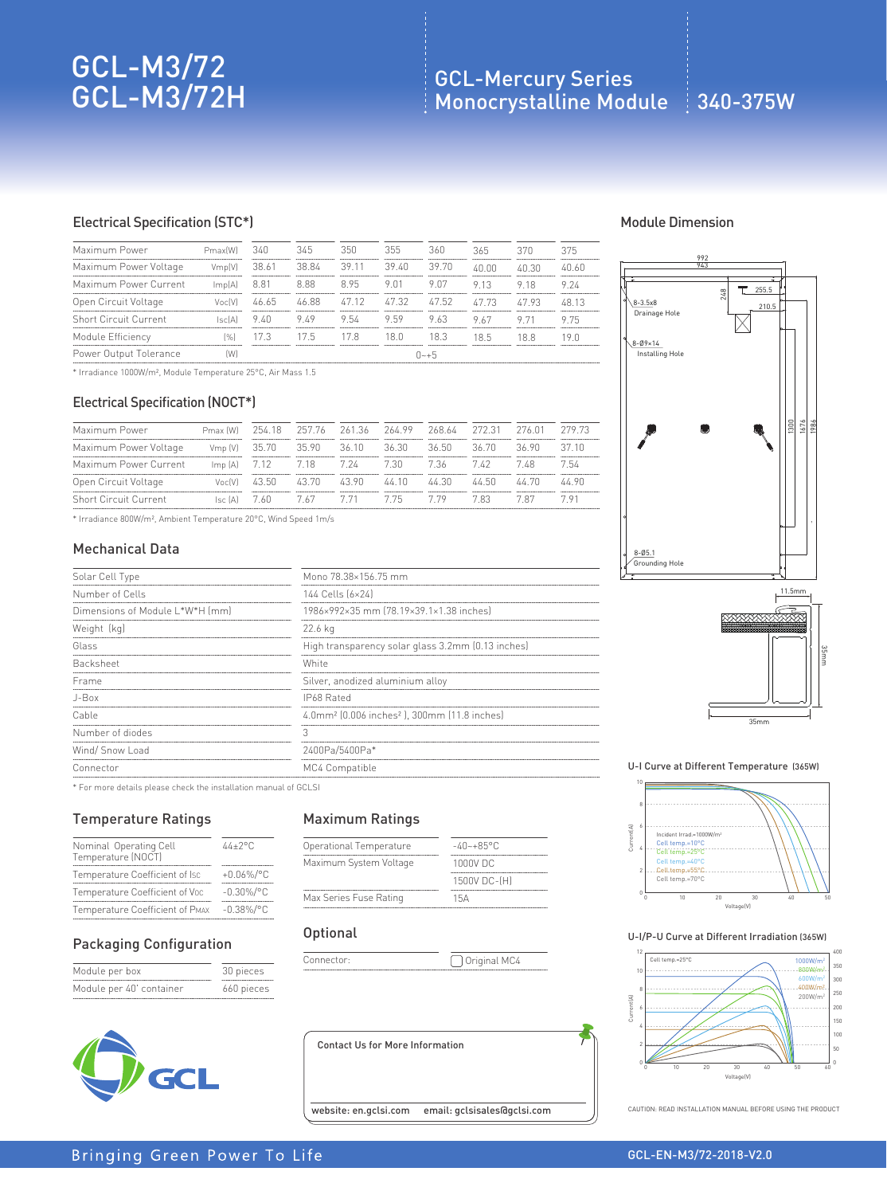# GCL-M3/72
# GCL-M3/72H

## GCL-Mercury Series Monocrystalline Module | 340-375W

## Electrical Specification (STC*)

| | | | | | | | | | |
|---|---|---|---|---|---|---|---|---|---|
| Maximum Power | Pmax(W) | 340 | 345 | 350 | 355 | 360 | 365 | 370 | 375 |
| Maximum Power Voltage | Vmp(V) | 38.61 | 38.84 | 39.11 | 39.40 | 39.70 | 40.00 | 40.30 | 40.60 |
| Maximum Power Current | Imp(A) | 8.81 | 8.88 | 8.95 | 9.01 | 9.07 | 9.13 | 9.18 | 9.24 |
| Open Circuit Voltage | Voc(V) | 46.65 | 46.88 | 47.12 | 47.32 | 47.52 | 47.73 | 47.93 | 48.13 |
| Short Circuit Current | Isc(A) | 9.40 | 9.49 | 9.54 | 9.59 | 9.63 | 9.67 | 9.71 | 9.75 |
| Module Efficiency | (%) | 17.3 | 17.5 | 17.8 | 18.0 | 18.3 | 18.5 | 18.8 | 19.0 |
| Power Output Tolerance | (W) | 0~+5 | | | | | | | |

* Irradiance 1000W/m², Module Temperature 25°C, Air Mass 1.5

## Electrical Specification (NOCT*)

| | | | | | | | | | |
|---|---|---|---|---|---|---|---|---|---|
| Maximum Power | Pmax (W) | 254.18 | 257.76 | 261.36 | 264.99 | 268.64 | 272.31 | 276.01 | 279.73 |
| Maximum Power Voltage | Vmp (V) | 35.70 | 35.90 | 36.10 | 36.30 | 36.50 | 36.70 | 36.90 | 37.10 |
| Maximum Power Current | Imp (A) | 7.12 | 7.18 | 7.24 | 7.30 | 7.36 | 7.42 | 7.48 | 7.54 |
| Open Circuit Voltage | Voc(V) | 43.50 | 43.70 | 43.90 | 44.10 | 44.30 | 44.50 | 44.70 | 44.90 |
| Short Circuit Current | Isc (A) | 7.60 | 7.67 | 7.71 | 7.75 | 7.79 | 7.83 | 7.87 | 7.91 |

* Irradiance 800W/m², Ambient Temperature 20°C, Wind Speed 1m/s

## Mechanical Data

| | |
|---|---|
| Solar Cell Type | Mono 78.38×156.75 mm |
| Number of Cells | 144 Cells (6×24) |
| Dimensions of Module L*W*H (mm) | 1986×992×35 mm (78.19×39.1×1.38 inches) |
| Weight (kg) | 22.6 kg |
| Glass | High transparency solar glass 3.2mm (0.13 inches) |
| Backsheet | White |
| Frame | Silver, anodized aluminium alloy |
| J-Box | IP68 Rated |
| Cable | 4.0mm² (0.006 inches²), 300mm (11.8 inches) |
| Number of diodes | 3 |
| Wind/ Snow Load | 2400Pa/5400Pa* |
| Connector | MC4 Compatible |

* For more details please check the installation manual of GCLSI

## Temperature Ratings

| | |
|---|---|
| Nominal Operating Cell Temperature (NOCT) | 44±2°C |
| Temperature Coefficient of Isc | +0.06%/°C |
| Temperature Coefficient of Voc | -0.30%/°C |
| Temperature Coefficient of PMAX | -0.38%/°C |

## Maximum Ratings

| | |
|---|---|
| Operational Temperature | -40~+85°C |
| Maximum System Voltage | 1000V DC |
| | 1500V DC-(H) |
| Max Series Fuse Rating | 15A |

## Packaging Configuration

| | |
|---|---|
| Module per box | 30 pieces |
| Module per 40' container | 660 pieces |

## Optional

| | |
|---|---|
| Connector: | Original MC4 |

Contact Us for More Information

website: en.gclsi.com email: gclsisales@gclsi.com

## Module Dimension

992
943
248
255.5
210.5
8-3.5x8
Drainage Hole
8-Ø9×14
Installing Hole
1300
1676
1986
8-Ø5.1
Grounding Hole
11.5mm
35mm
35mm

U-I Curve at Different Temperature (365W)

Current(A)
Voltage(V)
Incident Irrad.=1000W/m²
Cell temp.=10°C
Cell temp.=25°C
Cell temp.=40°C
Cell temp.=55°C
Cell temp.=70°C

U-I/P-U Curve at Different Irradiation (365W)

Cell temp.=25°C
1000W/m²
800W/m²
600W/m²
400W/m²
200W/m²
Current(A)
Voltage(V)

CAUTION: READ INSTALLATION MANUAL BEFORE USING THE PRODUCT

Bringing Green Power To Life

GCL-EN-M3/72-2018-V2.0